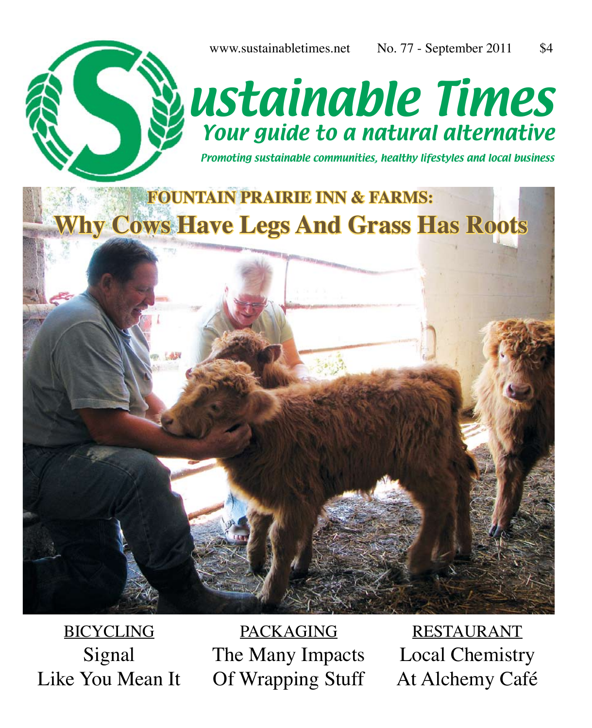www.sustainabletimes.net No. 77 - September 2011 $4

# Sustainable Times

## *Your guide to a natural alternative*

*Promoting sustainable communities, healthy lifestyles and local business*

## FOUNTAIN PRAIRIE INN & FARMS:

# Why Cows Have Legs And Grass Has Roots

BICYCLING

Signal Like You Mean It

PACKAGING

The Many Impacts Of Wrapping Stuff

RESTAURANT

Local Chemistry At Alchemy Café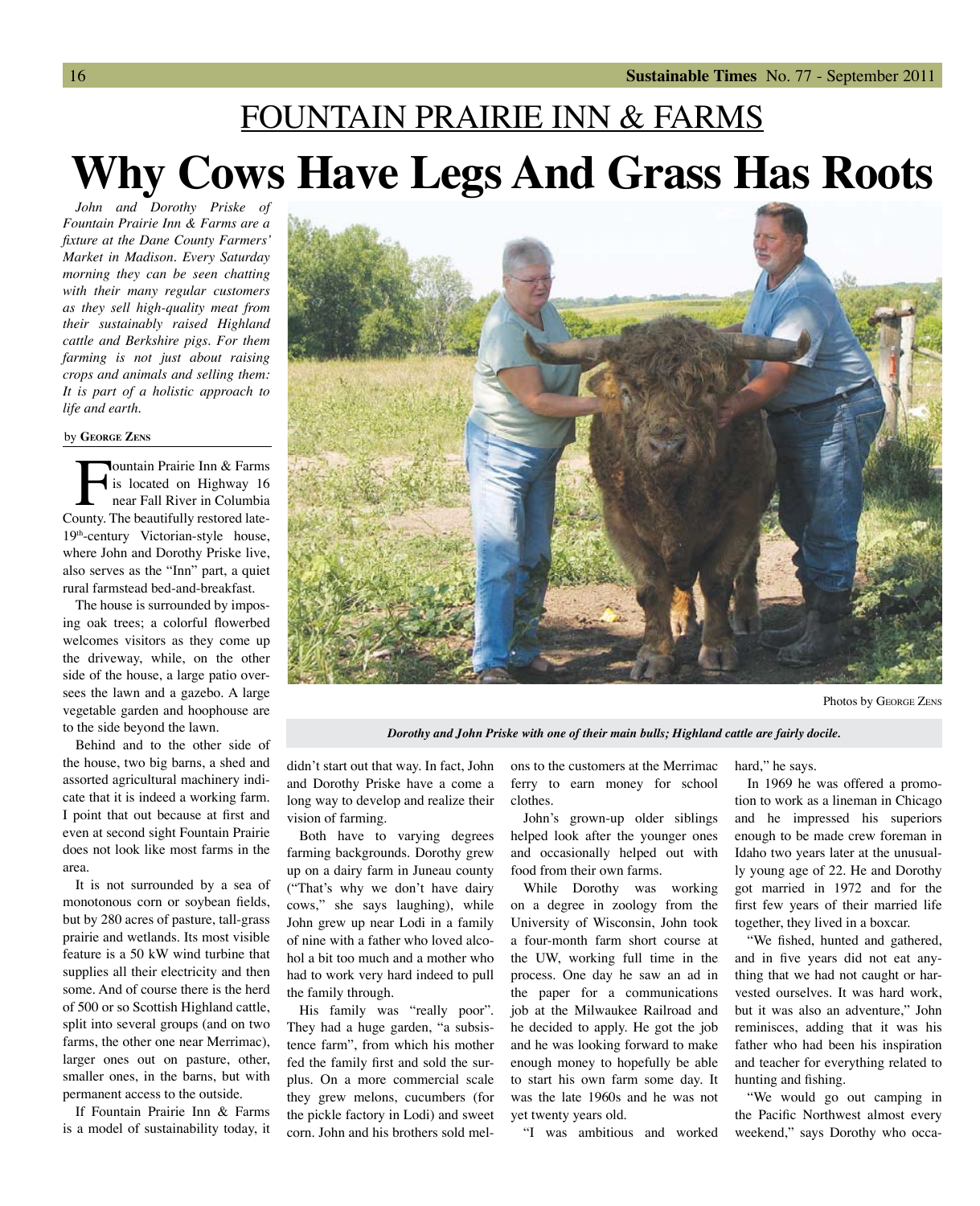## FOUNTAIN PRAIRIE INN & FARMS

# Why Cows Have Legs And Grass Has Roots

*John and Dorothy Priske of Fountain Prairie Inn & Farms are a fixture at the Dane County Farmers' Market in Madison. Every Saturday morning they can be seen chatting with their many regular customers as they sell high-quality meat from their sustainably raised Highland cattle and Berkshire pigs. For them farming is not just about raising crops and animals and selling them: It is part of a holistic approach to life and earth.*

by **George Zens**

Fountain Prairie Inn & Farms is located on Highway 16 near Fall River in Columbia County. The beautifully restored late-19th-century Victorian-style house, where John and Dorothy Priske live, also serves as the "Inn" part, a quiet rural farmstead bed-and-breakfast.

The house is surrounded by imposing oak trees; a colorful flowerbed welcomes visitors as they come up the driveway, while, on the other side of the house, a large patio oversees the lawn and a gazebo. A large vegetable garden and hoophouse are to the side beyond the lawn.

Behind and to the other side of the house, two big barns, a shed and assorted agricultural machinery indicate that it is indeed a working farm. I point that out because at first and even at second sight Fountain Prairie does not look like most farms in the area.

It is not surrounded by a sea of monotonous corn or soybean fields, but by 280 acres of pasture, tall-grass prairie and wetlands. Its most visible feature is a 50 kW wind turbine that supplies all their electricity and then some. And of course there is the herd of 500 or so Scottish Highland cattle, split into several groups (and on two farms, the other one near Merrimac), larger ones out on pasture, other, smaller ones, in the barns, but with permanent access to the outside.

If Fountain Prairie Inn & Farms is a model of sustainability today, it didn't start out that way. In fact, John and Dorothy Priske have a come a long way to develop and realize their vision of farming.

Photos by George Zens

*Dorothy and John Priske with one of their main bulls; Highland cattle are fairly docile.*

Both have to varying degrees farming backgrounds. Dorothy grew up on a dairy farm in Juneau county ("That's why we don't have dairy cows," she says laughing), while John grew up near Lodi in a family of nine with a father who loved alcohol a bit too much and a mother who had to work very hard indeed to pull the family through.

His family was "really poor". They had a huge garden, "a subsistence farm", from which his mother fed the family first and sold the surplus. On a more commercial scale they grew melons, cucumbers (for the pickle factory in Lodi) and sweet corn. John and his brothers sold melons to the customers at the Merrimac ferry to earn money for school clothes.

John's grown-up older siblings helped look after the younger ones and occasionally helped out with food from their own farms.

While Dorothy was working on a degree in zoology from the University of Wisconsin, John took a four-month farm short course at the UW, working full time in the process. One day he saw an ad in the paper for a communications job at the Milwaukee Railroad and he decided to apply. He got the job and he was looking forward to make enough money to hopefully be able to start his own farm some day. It was the late 1960s and he was not yet twenty years old.

"I was ambitious and worked hard," he says.

In 1969 he was offered a promotion to work as a lineman in Chicago and he impressed his superiors enough to be made crew foreman in Idaho two years later at the unusually young age of 22. He and Dorothy got married in 1972 and for the first few years of their married life together, they lived in a boxcar.

"We fished, hunted and gathered, and in five years did not eat anything that we had not caught or harvested ourselves. It was hard work, but it was also an adventure," John reminisces, adding that it was his father who had been his inspiration and teacher for everything related to hunting and fishing.

"We would go out camping in the Pacific Northwest almost every weekend," says Dorothy who occa-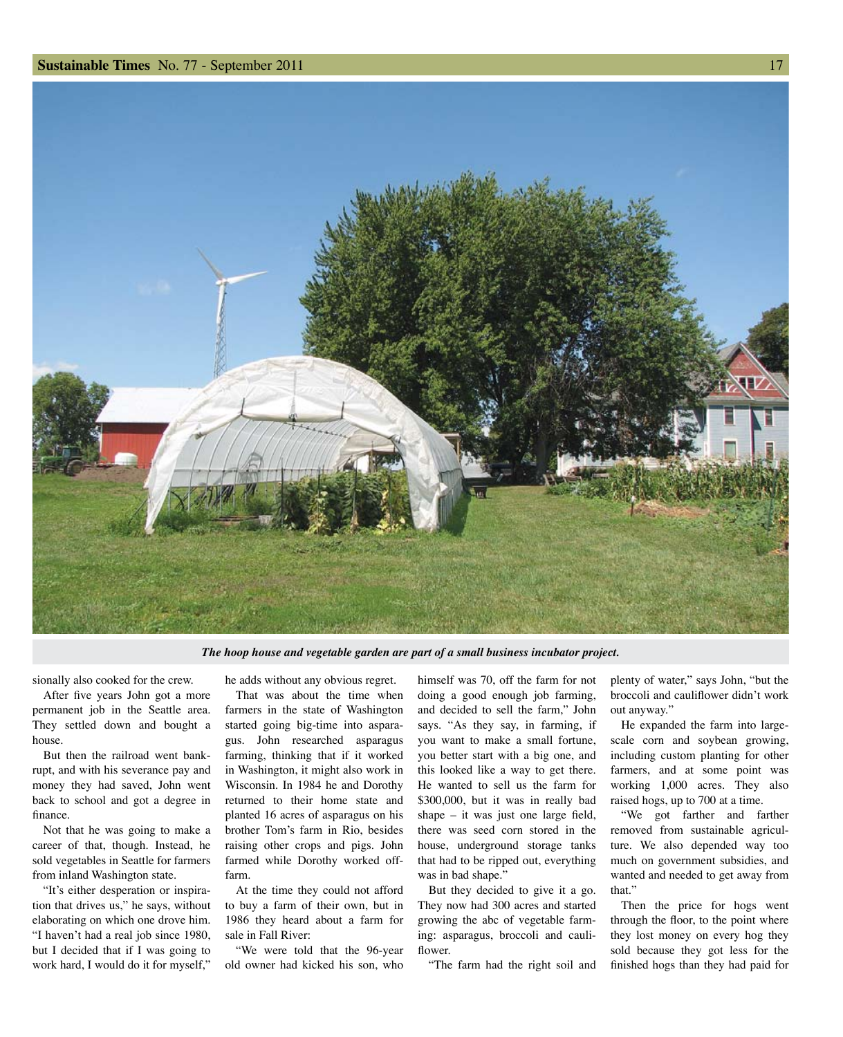*The hoop house and vegetable garden are part of a small business incubator project.*

sionally also cooked for the crew.

After five years John got a more permanent job in the Seattle area. They settled down and bought a house.

But then the railroad went bankrupt, and with his severance pay and money they had saved, John went back to school and got a degree in finance.

Not that he was going to make a career of that, though. Instead, he sold vegetables in Seattle for farmers from inland Washington state.

"It's either desperation or inspiration that drives us," he says, without elaborating on which one drove him. "I haven't had a real job since 1980, but I decided that if I was going to work hard, I would do it for myself," he adds without any obvious regret.

That was about the time when farmers in the state of Washington started going big-time into asparagus. John researched asparagus farming, thinking that if it worked in Washington, it might also work in Wisconsin. In 1984 he and Dorothy returned to their home state and planted 16 acres of asparagus on his brother Tom's farm in Rio, besides raising other crops and pigs. John farmed while Dorothy worked off-farm.

At the time they could not afford to buy a farm of their own, but in 1986 they heard about a farm for sale in Fall River:

"We were told that the 96-year old owner had kicked his son, who himself was 70, off the farm for not doing a good enough job farming, and decided to sell the farm," John says. "As they say, in farming, if you want to make a small fortune, you better start with a big one, and this looked like a way to get there. He wanted to sell us the farm for $300,000, but it was in really bad shape – it was just one large field, there was seed corn stored in the house, underground storage tanks that had to be ripped out, everything was in bad shape."

But they decided to give it a go. They now had 300 acres and started growing the abc of vegetable farming: asparagus, broccoli and cauliflower.

"The farm had the right soil and plenty of water," says John, "but the broccoli and cauliflower didn't work out anyway."

He expanded the farm into large-scale corn and soybean growing, including custom planting for other farmers, and at some point was working 1,000 acres. They also raised hogs, up to 700 at a time.

"We got farther and farther removed from sustainable agriculture. We also depended way too much on government subsidies, and wanted and needed to get away from that."

Then the price for hogs went through the floor, to the point where they lost money on every hog they sold because they got less for the finished hogs than they had paid for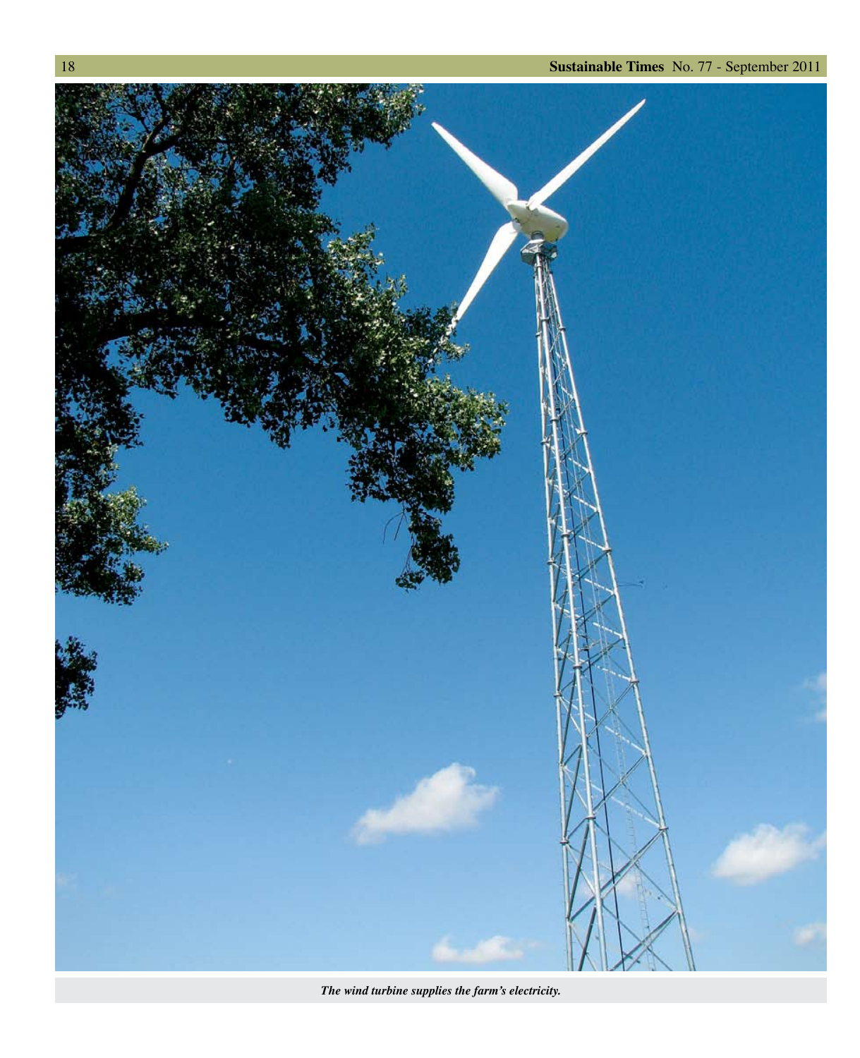*The wind turbine supplies the farm's electricity.*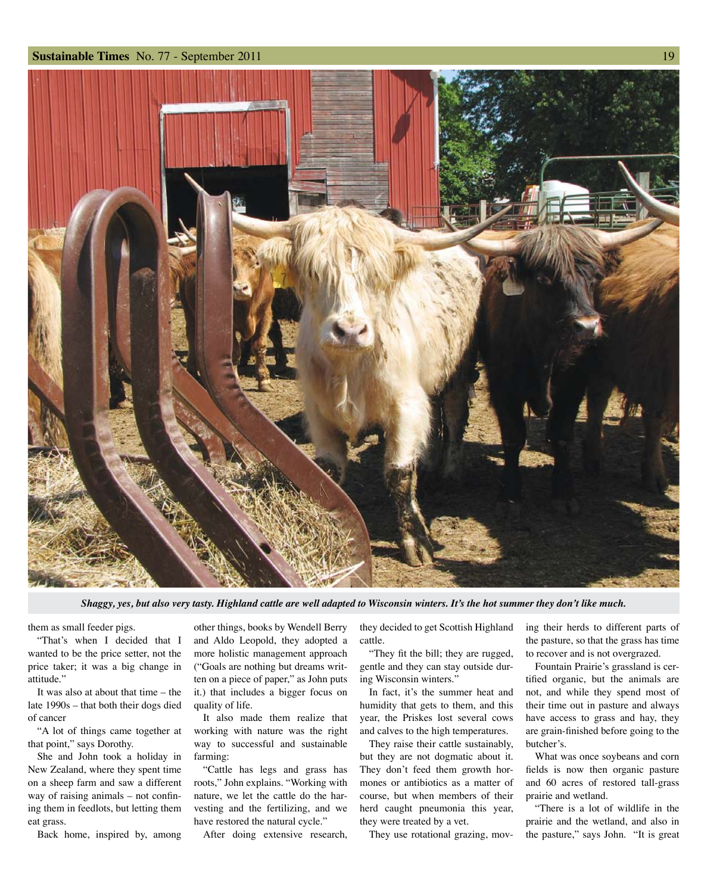*Shaggy, yes, but also very tasty. Highland cattle are well adapted to Wisconsin winters. It's the hot summer they don't like much.*

them as small feeder pigs.

"That's when I decided that I wanted to be the price setter, not the price taker; it was a big change in attitude."

It was also at about that time – the late 1990s – that both their dogs died of cancer

"A lot of things came together at that point," says Dorothy.

She and John took a holiday in New Zealand, where they spent time on a sheep farm and saw a different way of raising animals – not confining them in feedlots, but letting them eat grass.

Back home, inspired by, among other things, books by Wendell Berry and Aldo Leopold, they adopted a more holistic management approach ("Goals are nothing but dreams written on a piece of paper," as John puts it.) that includes a bigger focus on quality of life.

It also made them realize that working with nature was the right way to successful and sustainable farming:

"Cattle has legs and grass has roots," John explains. "Working with nature, we let the cattle do the harvesting and the fertilizing, and we have restored the natural cycle."

After doing extensive research, they decided to get Scottish Highland cattle.

"They fit the bill; they are rugged, gentle and they can stay outside during Wisconsin winters."

In fact, it's the summer heat and humidity that gets to them, and this year, the Priskes lost several cows and calves to the high temperatures.

They raise their cattle sustainably, but they are not dogmatic about it. They don't feed them growth hormones or antibiotics as a matter of course, but when members of their herd caught pneumonia this year, they were treated by a vet.

They use rotational grazing, moving their herds to different parts of the pasture, so that the grass has time to recover and is not overgrazed.

Fountain Prairie's grassland is certified organic, but the animals are not, and while they spend most of their time out in pasture and always have access to grass and hay, they are grain-finished before going to the butcher's.

What was once soybeans and corn fields is now then organic pasture and 60 acres of restored tall-grass prairie and wetland.

"There is a lot of wildlife in the prairie and the wetland, and also in the pasture," says John. "It is great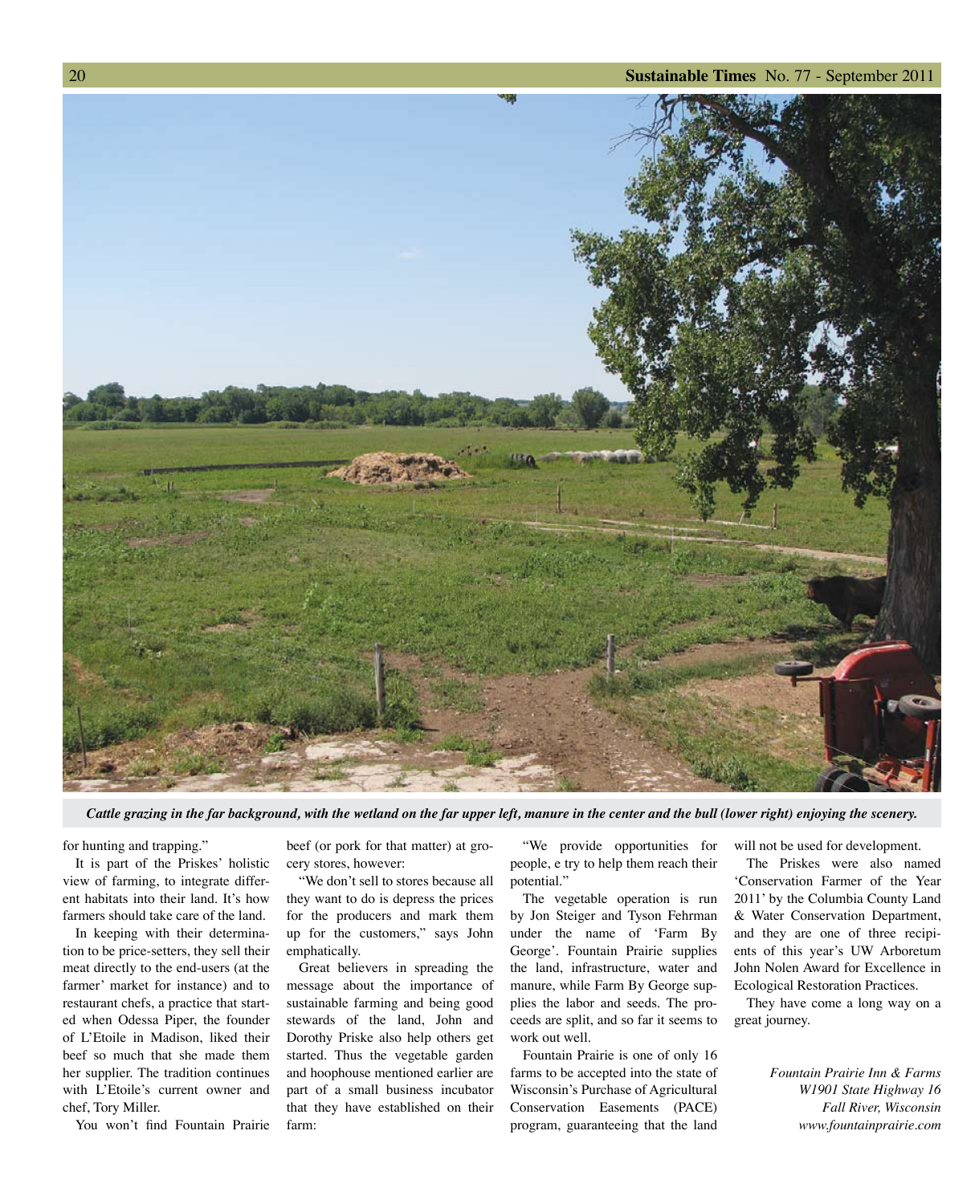*Cattle grazing in the far background, with the wetland on the far upper left, manure in the center and the bull (lower right) enjoying the scenery.*

for hunting and trapping."

It is part of the Priskes' holistic view of farming, to integrate different habitats into their land. It's how farmers should take care of the land.

In keeping with their determination to be price-setters, they sell their meat directly to the end-users (at the farmer' market for instance) and to restaurant chefs, a practice that started when Odessa Piper, the founder of L'Etoile in Madison, liked their beef so much that she made them her supplier. The tradition continues with L'Etoile's current owner and chef, Tory Miller.

You won't find Fountain Prairie beef (or pork for that matter) at grocery stores, however:

"We don't sell to stores because all they want to do is depress the prices for the producers and mark them up for the customers," says John emphatically.

Great believers in spreading the message about the importance of sustainable farming and being good stewards of the land, John and Dorothy Priske also help others get started. Thus the vegetable garden and hoophouse mentioned earlier are part of a small business incubator that they have established on their farm:

"We provide opportunities for people, e try to help them reach their potential."

The vegetable operation is run by Jon Steiger and Tyson Fehrman under the name of 'Farm By George'. Fountain Prairie supplies the land, infrastructure, water and manure, while Farm By George supplies the labor and seeds. The proceeds are split, and so far it seems to work out well.

Fountain Prairie is one of only 16 farms to be accepted into the state of Wisconsin's Purchase of Agricultural Conservation Easements (PACE) program, guaranteeing that the land will not be used for development.

The Priskes were also named 'Conservation Farmer of the Year 2011' by the Columbia County Land & Water Conservation Department, and they are one of three recipients of this year's UW Arboretum John Nolen Award for Excellence in Ecological Restoration Practices.

They have come a long way on a great journey.

*Fountain Prairie Inn & Farms*
*W1901 State Highway 16*
*Fall River, Wisconsin*
*www.fountainprairie.com*